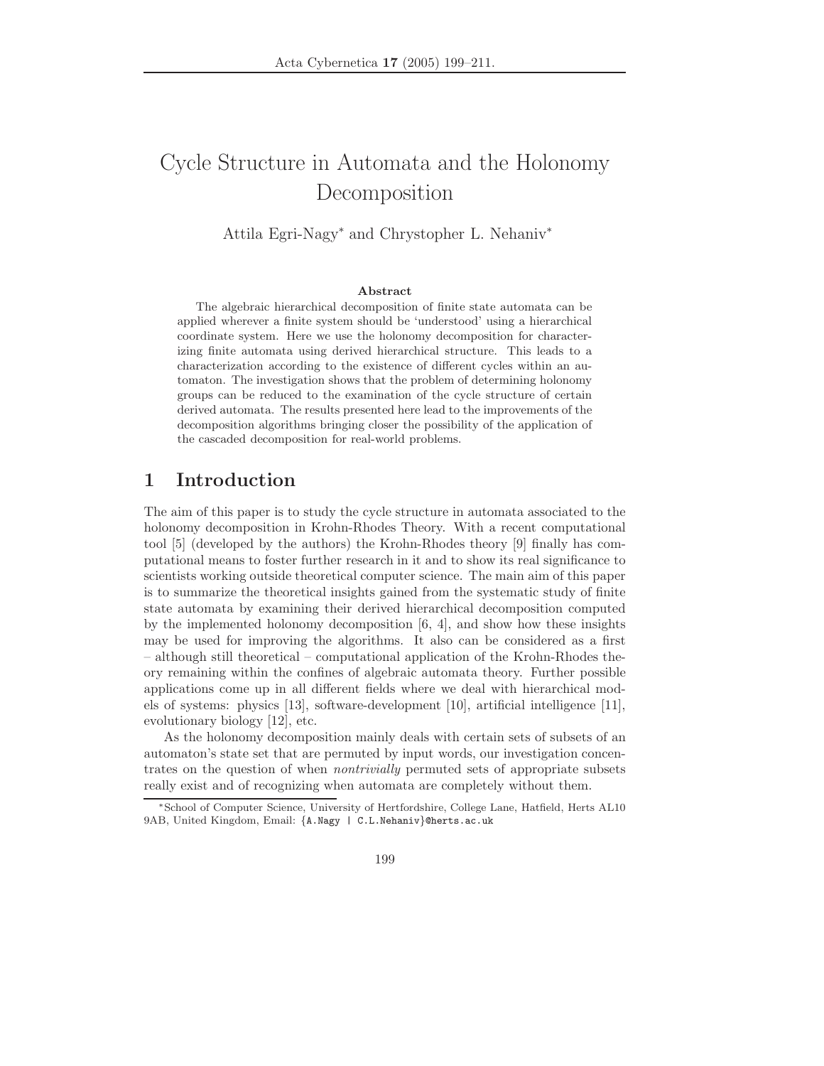# Cycle Structure in Automata and the Holonomy Decomposition

Attila Egri-Nagy* and Chrystopher L. Nehaniv*

### Abstract

The algebraic hierarchical decomposition of finite state automata can be applied wherever a finite system should be 'understood' using a hierarchical coordinate system. Here we use the holonomy decomposition for characterizing finite automata using derived hierarchical structure. This leads to a characterization according to the existence of different cycles within an automaton. The investigation shows that the problem of determining holonomy groups can be reduced to the examination of the cycle structure of certain derived automata. The results presented here lead to the improvements of the decomposition algorithms bringing closer the possibility of the application of the cascaded decomposition for real-world problems.

## 1 Introduction

The aim of this paper is to study the cycle structure in automata associated to the holonomy decomposition in Krohn-Rhodes Theory. With a recent computational tool [5] (developed by the authors) the Krohn-Rhodes theory [9] finally has computational means to foster further research in it and to show its real significance to scientists working outside theoretical computer science. The main aim of this paper is to summarize the theoretical insights gained from the systematic study of finite state automata by examining their derived hierarchical decomposition computed by the implemented holonomy decomposition [6, 4], and show how these insights may be used for improving the algorithms. It also can be considered as a first – although still theoretical – computational application of the Krohn-Rhodes theory remaining within the confines of algebraic automata theory. Further possible applications come up in all different fields where we deal with hierarchical models of systems: physics [13], software-development [10], artificial intelligence [11], evolutionary biology [12], etc.

As the holonomy decomposition mainly deals with certain sets of subsets of an automaton's state set that are permuted by input words, our investigation concentrates on the question of when *nontrivially* permuted sets of appropriate subsets really exist and of recognizing when automata are completely without them.

*School of Computer Science, University of Hertfordshire, College Lane, Hatfield, Herts AL10 9AB, United Kingdom, Email: {A.Nagy | C.L.Nehaniv}@herts.ac.uk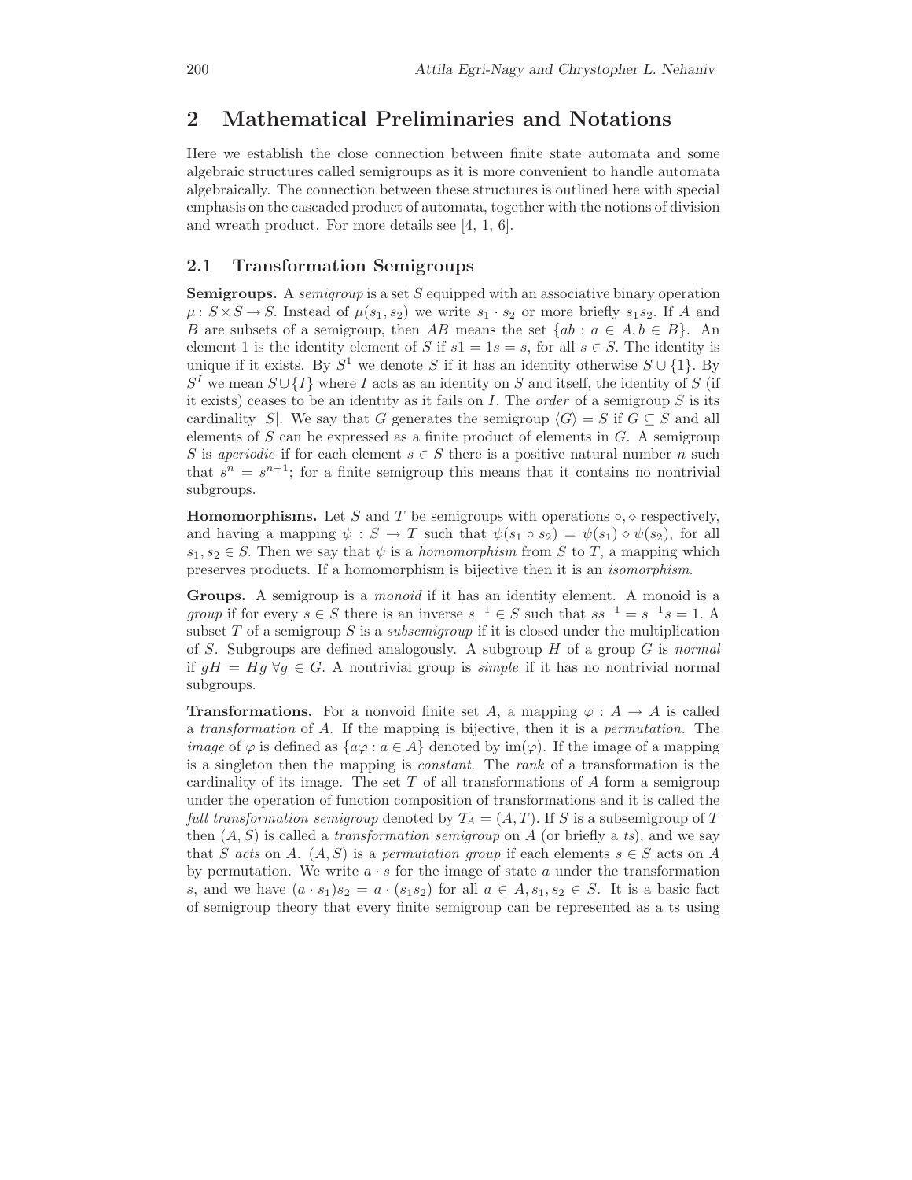## 2 Mathematical Preliminaries and Notations

Here we establish the close connection between finite state automata and some algebraic structures called semigroups as it is more convenient to handle automata algebraically. The connection between these structures is outlined here with special emphasis on the cascaded product of automata, together with the notions of division and wreath product. For more details see [4, 1, 6].

### 2.1 Transformation Semigroups

**Semigroups.** A *semigroup* is a set $S$ equipped with an associative binary operation $\mu \colon S \times S \to S$. Instead of $\mu(s_1, s_2)$ we write $s_1 \cdot s_2$ or more briefly $s_1 s_2$. If $A$ and $B$ are subsets of a semigroup, then $AB$ means the set $\{ab : a \in A, b \in B\}$. An element 1 is the identity element of $S$ if $s1 = 1s = s$, for all $s \in S$. The identity is unique if it exists. By $S^1$ we denote $S$ if it has an identity otherwise $S \cup \{1\}$. By $S^I$ we mean $S \cup \{I\}$ where $I$ acts as an identity on $S$ and itself, the identity of $S$ (if it exists) ceases to be an identity as it fails on $I$. The *order* of a semigroup $S$ is its cardinality $|S|$. We say that $G$ generates the semigroup $\langle G \rangle = S$ if $G \subseteq S$ and all elements of $S$ can be expressed as a finite product of elements in $G$. A semigroup $S$ is *aperiodic* if for each element $s \in S$ there is a positive natural number $n$ such that $s^n = s^{n+1}$; for a finite semigroup this means that it contains no nontrivial subgroups.

**Homomorphisms.** Let $S$ and $T$ be semigroups with operations $\circ, \diamond$ respectively, and having a mapping $\psi : S \to T$ such that $\psi(s_1 \circ s_2) = \psi(s_1) \diamond \psi(s_2)$, for all $s_1, s_2 \in S$. Then we say that $\psi$ is a *homomorphism* from $S$ to $T$, a mapping which preserves products. If a homomorphism is bijective then it is an *isomorphism*.

**Groups.** A semigroup is a *monoid* if it has an identity element. A monoid is a *group* if for every $s \in S$ there is an inverse $s^{-1} \in S$ such that $ss^{-1} = s^{-1}s = 1$. A subset $T$ of a semigroup $S$ is a *subsemigroup* if it is closed under the multiplication of $S$. Subgroups are defined analogously. A subgroup $H$ of a group $G$ is *normal* if $gH = Hg \; \forall g \in G$. A nontrivial group is *simple* if it has no nontrivial normal subgroups.

**Transformations.** For a nonvoid finite set $A$, a mapping $\varphi : A \to A$ is called a *transformation* of $A$. If the mapping is bijective, then it is a *permutation.* The *image* of $\varphi$ is defined as $\{a\varphi : a \in A\}$ denoted by $\mathrm{im}(\varphi)$. If the image of a mapping is a singleton then the mapping is *constant*. The *rank* of a transformation is the cardinality of its image. The set $T$ of all transformations of $A$ form a semigroup under the operation of function composition of transformations and it is called the *full transformation semigroup* denoted by $\mathcal{T}_A = (A, T)$. If $S$ is a subsemigroup of $T$ then $(A, S)$ is called a *transformation semigroup* on $A$ (or briefly a *ts*), and we say that $S$ *acts* on $A$. $(A, S)$ is a *permutation group* if each elements $s \in S$ acts on $A$ by permutation. We write $a \cdot s$ for the image of state $a$ under the transformation $s$, and we have $(a \cdot s_1)s_2 = a \cdot (s_1 s_2)$ for all $a \in A, s_1, s_2 \in S$. It is a basic fact of semigroup theory that every finite semigroup can be represented as a ts using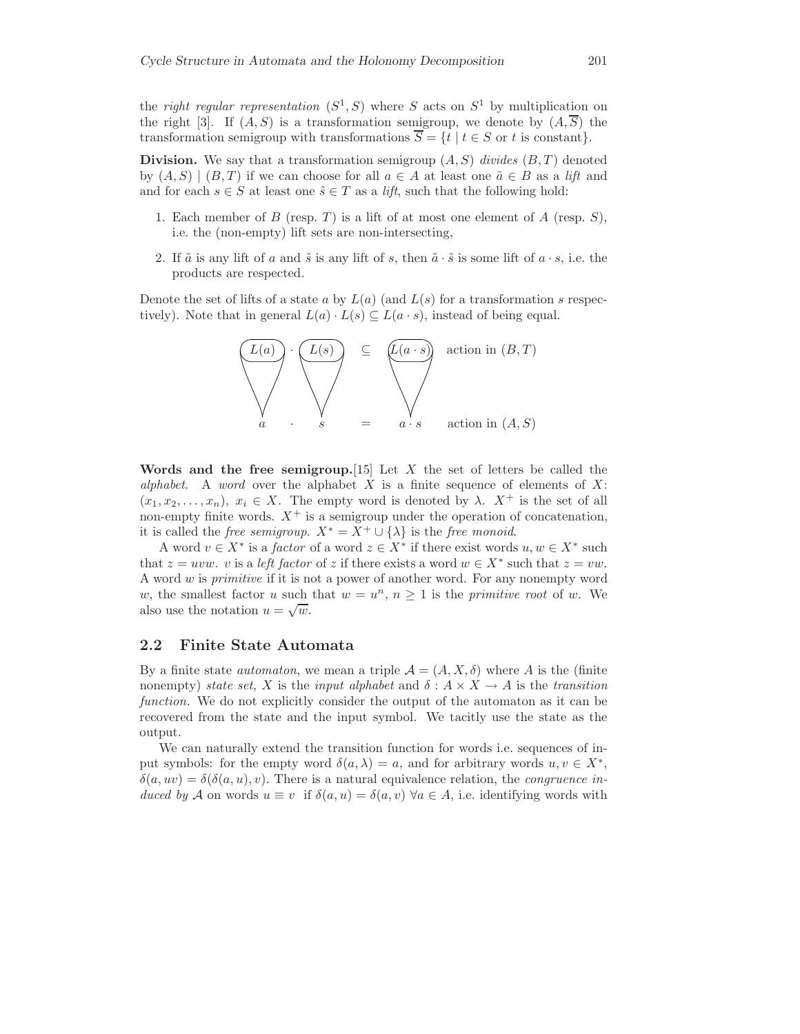the *right regular representation* $(S^1, S)$ where $S$ acts on $S^1$ by multiplication on the right [3]. If $(A, S)$ is a transformation semigroup, we denote by $(A, \overline{S})$ the transformation semigroup with transformations $\overline{S} = \{t \mid t \in S \text{ or } t \text{ is constant}\}$.

**Division.** We say that a transformation semigroup $(A, S)$ *divides* $(B, T)$ denoted by $(A, S) \mid (B, T)$ if we can choose for all $a \in A$ at least one $\tilde{a} \in B$ as a *lift* and and for each $s \in S$ at least one $\tilde{s} \in T$ as a *lift*, such that the following hold:

1. Each member of $B$ (resp. $T$) is a lift of at most one element of $A$ (resp. $S$), i.e. the (non-empty) lift sets are non-intersecting,
2. If $\tilde{a}$ is any lift of $a$ and $\tilde{s}$ is any lift of $s$, then $\tilde{a} \cdot \tilde{s}$ is some lift of $a \cdot s$, i.e. the products are respected.

Denote the set of lifts of a state $a$ by $L(a)$ (and $L(s)$ for a transformation $s$ respectively). Note that in general $L(a) \cdot L(s) \subseteq L(a \cdot s)$, instead of being equal.

$$L(a) \cdot L(s) \subseteq L(a \cdot s) \quad \text{action in } (B,T)$$

$$a \cdot s = a \cdot s \quad \text{action in } (A,S)$$

**Words and the free semigroup.**[15] Let $X$ the set of letters be called the *alphabet*. A *word* over the alphabet $X$ is a finite sequence of elements of $X$: $(x_1, x_2, \ldots, x_n)$, $x_i \in X$. The empty word is denoted by $\lambda$. $X^+$ is the set of all non-empty finite words. $X^+$ is a semigroup under the operation of concatenation, it is called the *free semigroup*. $X^* = X^+ \cup \{\lambda\}$ is the *free monoid*.

A word $v \in X^*$ is a *factor* of a word $z \in X^*$ if there exist words $u, w \in X^*$ such that $z = uvw$. $v$ is a *left factor* of $z$ if there exists a word $w \in X^*$ such that $z = vw$. A word $w$ is *primitive* if it is not a power of another word. For any nonempty word $w$, the smallest factor $u$ such that $w = u^n$, $n \geq 1$ is the *primitive root* of $w$. We also use the notation $u = \sqrt{w}$.

## 2.2 Finite State Automata

By a finite state *automaton*, we mean a triple $\mathcal{A} = (A, X, \delta)$ where $A$ is the (finite nonempty) *state set*, $X$ is the *input alphabet* and $\delta : A \times X \to A$ is the *transition function*. We do not explicitly consider the output of the automaton as it can be recovered from the state and the input symbol. We tacitly use the state as the output.

We can naturally extend the transition function for words i.e. sequences of input symbols: for the empty word $\delta(a, \lambda) = a$, and for arbitrary words $u, v \in X^*$, $\delta(a, uv) = \delta(\delta(a, u), v)$. There is a natural equivalence relation, the *congruence induced by* $\mathcal{A}$ on words $u \equiv v$ if $\delta(a, u) = \delta(a, v)$ $\forall a \in A$, i.e. identifying words with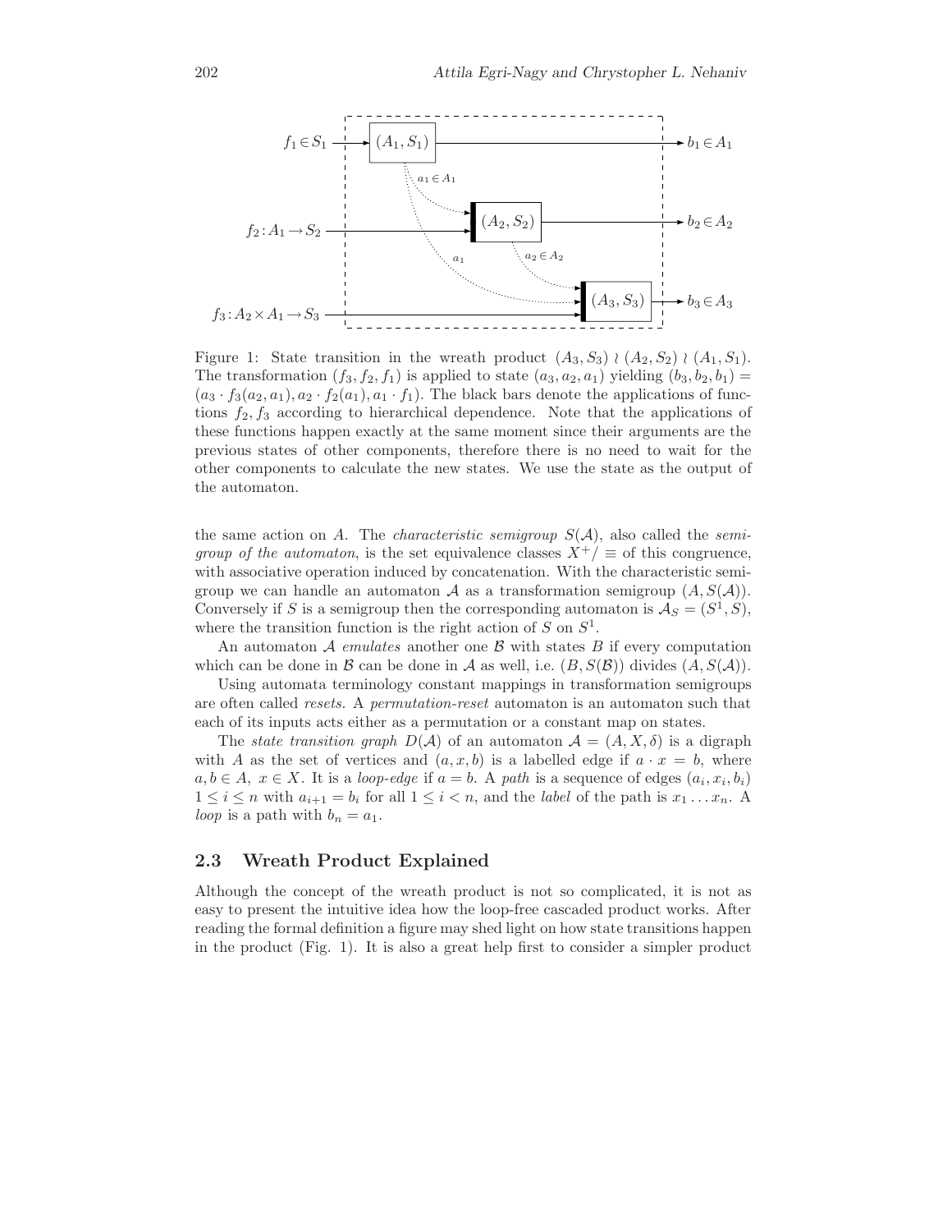Figure 1: State transition in the wreath product $(A_3, S_3) \wr (A_2, S_2) \wr (A_1, S_1)$. The transformation $(f_3, f_2, f_1)$ is applied to state $(a_3, a_2, a_1)$ yielding $(b_3, b_2, b_1) = (a_3 \cdot f_3(a_2, a_1), a_2 \cdot f_2(a_1), a_1 \cdot f_1)$. The black bars denote the applications of functions $f_2, f_3$ according to hierarchical dependence. Note that the applications of these functions happen exactly at the same moment since their arguments are the previous states of other components, therefore there is no need to wait for the other components to calculate the new states. We use the state as the output of the automaton.

the same action on $A$. The *characteristic semigroup* $S(\mathcal{A})$, also called the *semigroup of the automaton*, is the set equivalence classes $X^+/\equiv$ of this congruence, with associative operation induced by concatenation. With the characteristic semigroup we can handle an automaton $\mathcal{A}$ as a transformation semigroup $(A, S(\mathcal{A}))$. Conversely if $S$ is a semigroup then the corresponding automaton is $\mathcal{A}_S = (S^1, S)$, where the transition function is the right action of $S$ on $S^1$.

An automaton $\mathcal{A}$ *emulates* another one $\mathcal{B}$ with states $B$ if every computation which can be done in $\mathcal{B}$ can be done in $\mathcal{A}$ as well, i.e. $(B, S(\mathcal{B}))$ divides $(A, S(\mathcal{A}))$.

Using automata terminology constant mappings in transformation semigroups are often called *resets*. A *permutation-reset* automaton is an automaton such that each of its inputs acts either as a permutation or a constant map on states.

The *state transition graph* $D(\mathcal{A})$ of an automaton $\mathcal{A} = (A, X, \delta)$ is a digraph with $A$ as the set of vertices and $(a, x, b)$ is a labelled edge if $a \cdot x = b$, where $a, b \in A,\ x \in X$. It is a *loop-edge* if $a = b$. A *path* is a sequence of edges $(a_i, x_i, b_i)$ $1 \leq i \leq n$ with $a_{i+1} = b_i$ for all $1 \leq i < n$, and the *label* of the path is $x_1 \ldots x_n$. A *loop* is a path with $b_n = a_1$.

### 2.3 Wreath Product Explained

Although the concept of the wreath product is not so complicated, it is not as easy to present the intuitive idea how the loop-free cascaded product works. After reading the formal definition a figure may shed light on how state transitions happen in the product (Fig. 1). It is also a great help first to consider a simpler product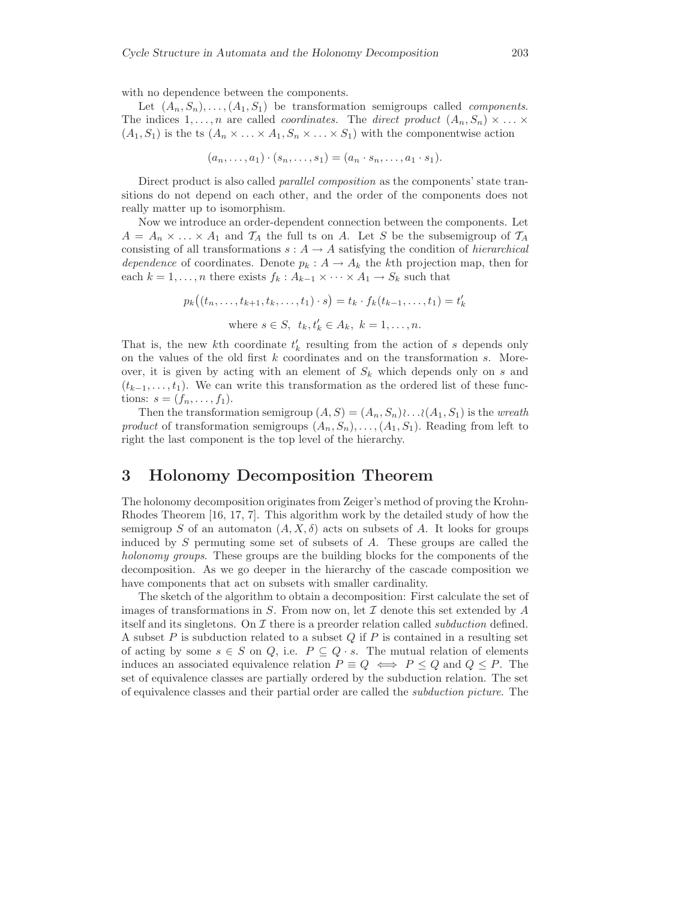with no dependence between the components.

Let $(A_n, S_n), \ldots, (A_1, S_1)$ be transformation semigroups called *components*. The indices $1, \ldots, n$ are called *coordinates*. The *direct product* $(A_n, S_n) \times \ldots \times (A_1, S_1)$ is the ts $(A_n \times \ldots \times A_1, S_n \times \ldots \times S_1)$ with the componentwise action

$$(a_n, \ldots, a_1) \cdot (s_n, \ldots, s_1) = (a_n \cdot s_n, \ldots, a_1 \cdot s_1).$$

Direct product is also called *parallel composition* as the components' state transitions do not depend on each other, and the order of the components does not really matter up to isomorphism.

Now we introduce an order-dependent connection between the components. Let $A = A_n \times \ldots \times A_1$ and $\mathcal{T}_A$ the full ts on $A$. Let $S$ be the subsemigroup of $\mathcal{T}_A$ consisting of all transformations $s : A \to A$ satisfying the condition of *hierarchical dependence* of coordinates. Denote $p_k : A \to A_k$ the $k$th projection map, then for each $k = 1, \ldots, n$ there exists $f_k : A_{k-1} \times \cdots \times A_1 \to S_k$ such that

$$p_k\big((t_n, \ldots, t_{k+1}, t_k, \ldots, t_1) \cdot s\big) = t_k \cdot f_k(t_{k-1}, \ldots, t_1) = t'_k$$

$$\text{where } s \in S,\ t_k, t'_k \in A_k,\ k = 1, \ldots, n.$$

That is, the new $k$th coordinate $t'_k$ resulting from the action of $s$ depends only on the values of the old first $k$ coordinates and on the transformation $s$. Moreover, it is given by acting with an element of $S_k$ which depends only on $s$ and $(t_{k-1}, \ldots, t_1)$. We can write this transformation as the ordered list of these functions: $s = (f_n, \ldots, f_1)$.

Then the transformation semigroup $(A, S) = (A_n, S_n) \wr \ldots \wr (A_1, S_1)$ is the *wreath product* of transformation semigroups $(A_n, S_n), \ldots, (A_1, S_1)$. Reading from left to right the last component is the top level of the hierarchy.

## 3 Holonomy Decomposition Theorem

The holonomy decomposition originates from Zeiger's method of proving the Krohn-Rhodes Theorem [16, 17, 7]. This algorithm work by the detailed study of how the semigroup $S$ of an automaton $(A, X, \delta)$ acts on subsets of $A$. It looks for groups induced by $S$ permuting some set of subsets of $A$. These groups are called the *holonomy groups*. These groups are the building blocks for the components of the decomposition. As we go deeper in the hierarchy of the cascade composition we have components that act on subsets with smaller cardinality.

The sketch of the algorithm to obtain a decomposition: First calculate the set of images of transformations in $S$. From now on, let $\mathcal{I}$ denote this set extended by $A$ itself and its singletons. On $\mathcal{I}$ there is a preorder relation called *subduction* defined. A subset $P$ is subduction related to a subset $Q$ if $P$ is contained in a resulting set of acting by some $s \in S$ on $Q$, i.e. $P \subseteq Q \cdot s$. The mutual relation of elements induces an associated equivalence relation $P \equiv Q \iff P \leq Q$ and $Q \leq P$. The set of equivalence classes are partially ordered by the subduction relation. The set of equivalence classes and their partial order are called the *subduction picture*. The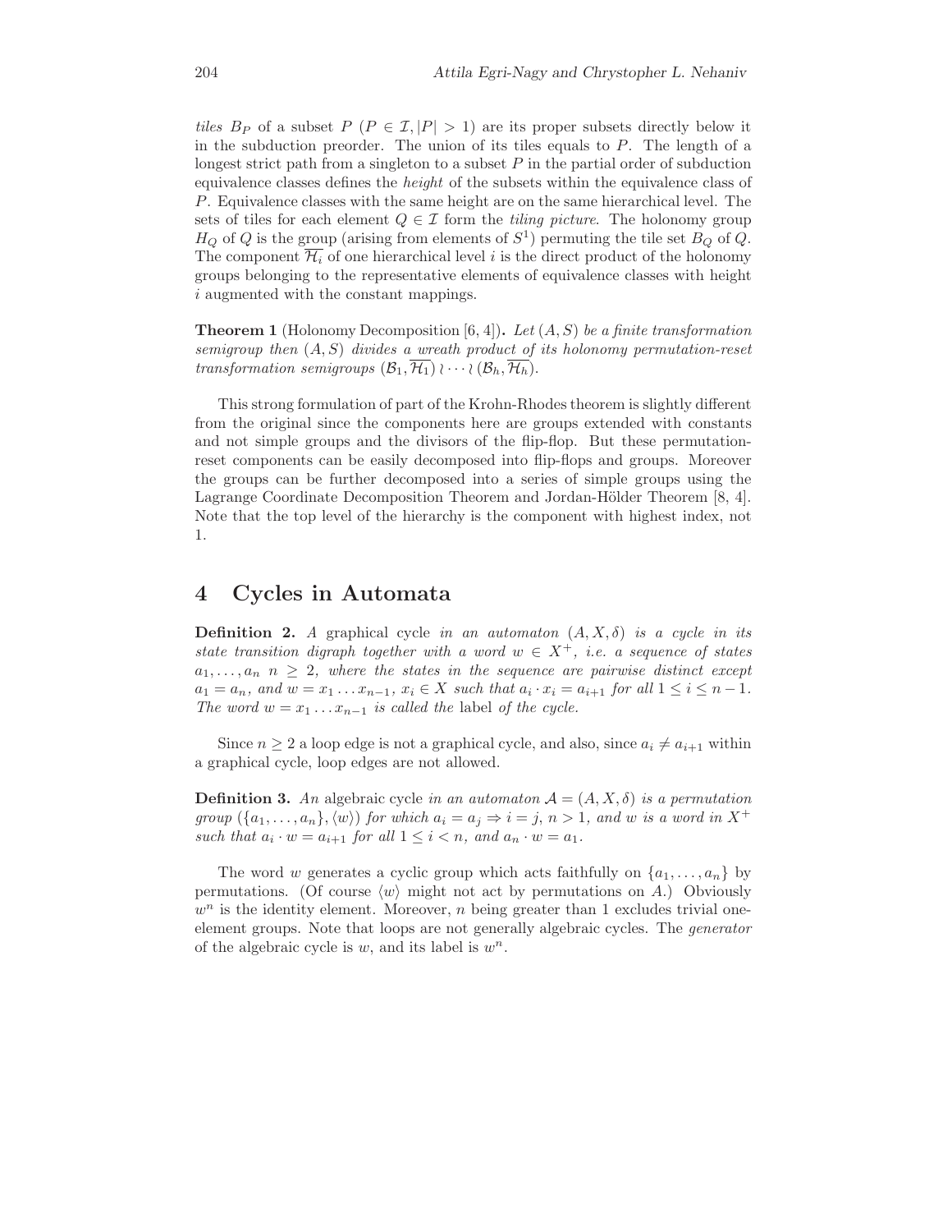*tiles* $B_P$ of a subset $P$ ($P \in \mathcal{I}, |P| > 1$) are its proper subsets directly below it in the subduction preorder. The union of its tiles equals to $P$. The length of a longest strict path from a singleton to a subset $P$ in the partial order of subduction equivalence classes defines the *height* of the subsets within the equivalence class of $P$. Equivalence classes with the same height are on the same hierarchical level. The sets of tiles for each element $Q \in \mathcal{I}$ form the *tiling picture*. The holonomy group $H_Q$ of $Q$ is the group (arising from elements of $S^1$) permuting the tile set $B_Q$ of $Q$. The component $\overline{\mathcal{H}_i}$ of one hierarchical level $i$ is the direct product of the holonomy groups belonging to the representative elements of equivalence classes with height $i$ augmented with the constant mappings.

**Theorem 1** (Holonomy Decomposition [6, 4])**.** *Let $(A, S)$ be a finite transformation semigroup then $(A, S)$ divides a wreath product of its holonomy permutation-reset transformation semigroups $(\mathcal{B}_1, \overline{\mathcal{H}_1}) \wr \cdots \wr (\mathcal{B}_h, \overline{\mathcal{H}_h})$.*

This strong formulation of part of the Krohn-Rhodes theorem is slightly different from the original since the components here are groups extended with constants and not simple groups and the divisors of the flip-flop. But these permutation-reset components can be easily decomposed into flip-flops and groups. Moreover the groups can be further decomposed into a series of simple groups using the Lagrange Coordinate Decomposition Theorem and Jordan-Hölder Theorem [8, 4]. Note that the top level of the hierarchy is the component with highest index, not 1.

## 4 Cycles in Automata

**Definition 2.** *A* graphical cycle *in an automaton $(A, X, \delta)$ is a cycle in its state transition digraph together with a word $w \in X^+$, i.e. a sequence of states $a_1, \ldots, a_n$ $n \geq 2$, where the states in the sequence are pairwise distinct except $a_1 = a_n$, and $w = x_1 \ldots x_{n-1}$, $x_i \in X$ such that $a_i \cdot x_i = a_{i+1}$ for all $1 \leq i \leq n-1$. The word $w = x_1 \ldots x_{n-1}$ is called the* label *of the cycle.*

Since $n \geq 2$ a loop edge is not a graphical cycle, and also, since $a_i \neq a_{i+1}$ within a graphical cycle, loop edges are not allowed.

**Definition 3.** *An* algebraic cycle *in an automaton $\mathcal{A} = (A, X, \delta)$ is a permutation group $(\{a_1, \ldots, a_n\}, \langle w \rangle)$ for which $a_i = a_j \Rightarrow i = j$, $n > 1$, and $w$ is a word in $X^+$ such that $a_i \cdot w = a_{i+1}$ for all $1 \leq i < n$, and $a_n \cdot w = a_1$.*

The word $w$ generates a cyclic group which acts faithfully on $\{a_1, \ldots, a_n\}$ by permutations. (Of course $\langle w \rangle$ might not act by permutations on $A$.) Obviously $w^n$ is the identity element. Moreover, $n$ being greater than 1 excludes trivial one-element groups. Note that loops are not generally algebraic cycles. The *generator* of the algebraic cycle is $w$, and its label is $w^n$.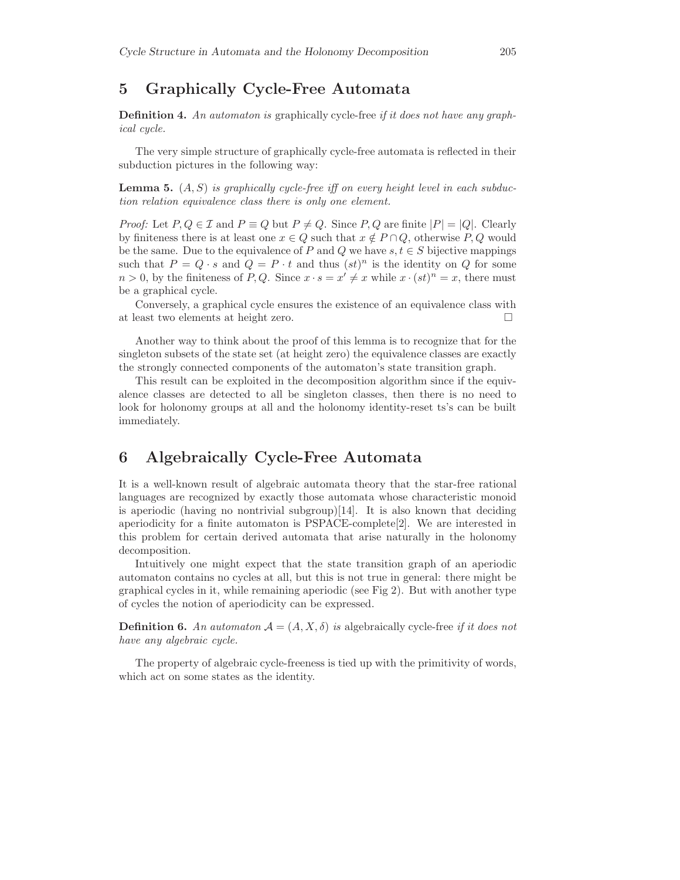## 5 Graphically Cycle-Free Automata

**Definition 4.** *An automaton is* graphically cycle-free *if it does not have any graphical cycle.*

The very simple structure of graphically cycle-free automata is reflected in their subduction pictures in the following way:

**Lemma 5.** *$(A, S)$ is graphically cycle-free iff on every height level in each subduction relation equivalence class there is only one element.*

*Proof:* Let $P, Q \in \mathcal{I}$ and $P \equiv Q$ but $P \neq Q$. Since $P, Q$ are finite $|P| = |Q|$. Clearly by finiteness there is at least one $x \in Q$ such that $x \notin P \cap Q$, otherwise $P, Q$ would be the same. Due to the equivalence of $P$ and $Q$ we have $s, t \in S$ bijective mappings such that $P = Q \cdot s$ and $Q = P \cdot t$ and thus $(st)^n$ is the identity on $Q$ for some $n > 0$, by the finiteness of $P, Q$. Since $x \cdot s = x' \neq x$ while $x \cdot (st)^n = x$, there must be a graphical cycle.

Conversely, a graphical cycle ensures the existence of an equivalence class with at least two elements at height zero. □

Another way to think about the proof of this lemma is to recognize that for the singleton subsets of the state set (at height zero) the equivalence classes are exactly the strongly connected components of the automaton's state transition graph.

This result can be exploited in the decomposition algorithm since if the equivalence classes are detected to all be singleton classes, then there is no need to look for holonomy groups at all and the holonomy identity-reset ts's can be built immediately.

## 6 Algebraically Cycle-Free Automata

It is a well-known result of algebraic automata theory that the star-free rational languages are recognized by exactly those automata whose characteristic monoid is aperiodic (having no nontrivial subgroup)[14]. It is also known that deciding aperiodicity for a finite automaton is PSPACE-complete[2]. We are interested in this problem for certain derived automata that arise naturally in the holonomy decomposition.

Intuitively one might expect that the state transition graph of an aperiodic automaton contains no cycles at all, but this is not true in general: there might be graphical cycles in it, while remaining aperiodic (see Fig 2). But with another type of cycles the notion of aperiodicity can be expressed.

**Definition 6.** *An automaton $\mathcal{A} = (A, X, \delta)$ is* algebraically cycle-free *if it does not have any algebraic cycle.*

The property of algebraic cycle-freeness is tied up with the primitivity of words, which act on some states as the identity.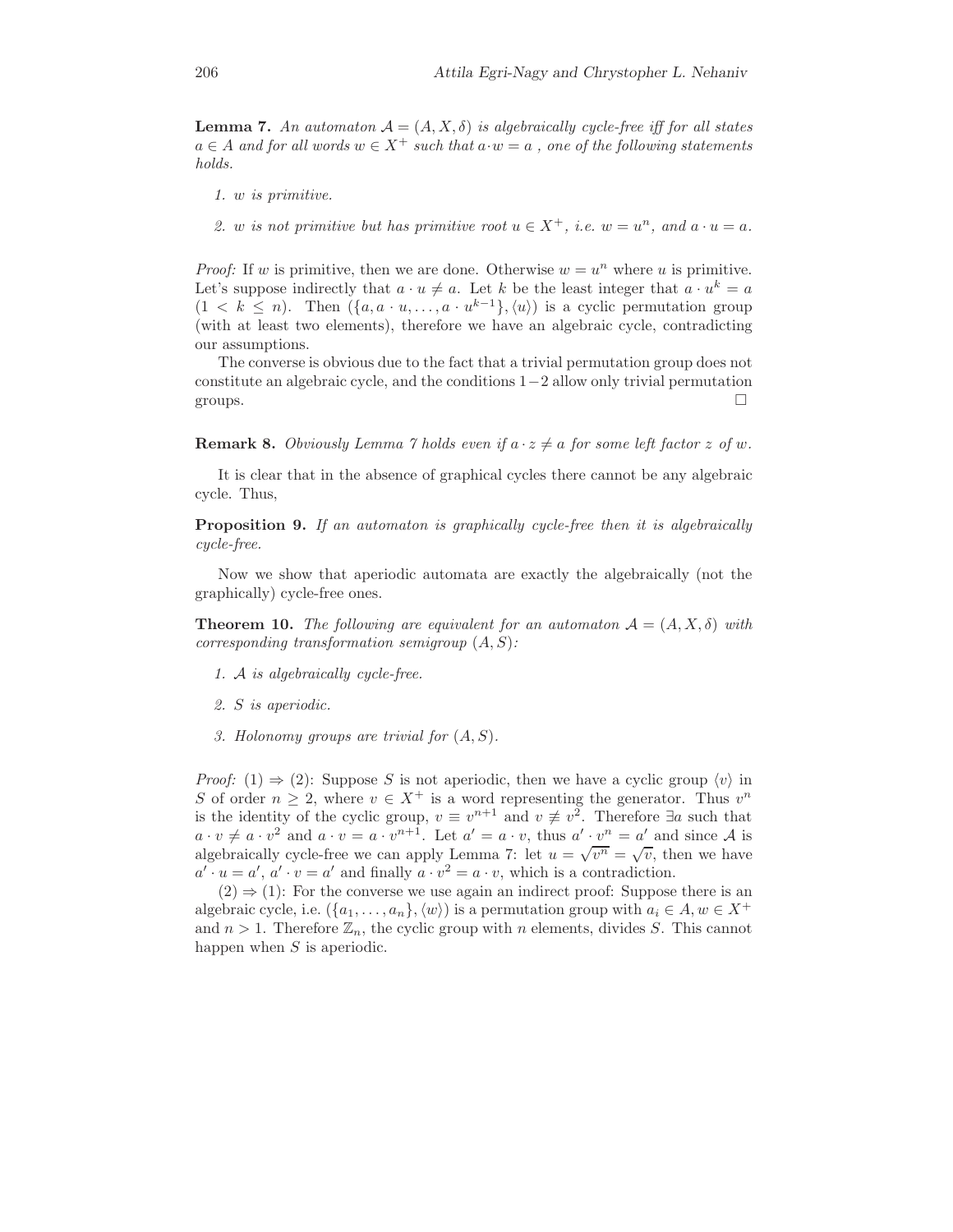**Lemma 7.** *An automaton $\mathcal{A} = (A, X, \delta)$ is algebraically cycle-free iff for all states $a \in A$ and for all words $w \in X^+$ such that $a \cdot w = a$ , one of the following statements holds.*

1. *$w$ is primitive.*

2. *$w$ is not primitive but has primitive root $u \in X^+$, i.e. $w = u^n$, and $a \cdot u = a$.*

*Proof:* If $w$ is primitive, then we are done. Otherwise $w = u^n$ where $u$ is primitive. Let's suppose indirectly that $a \cdot u \neq a$. Let $k$ be the least integer that $a \cdot u^k = a$ $(1 < k \leq n)$. Then $(\{a, a \cdot u, \ldots, a \cdot u^{k-1}\}, \langle u \rangle)$ is a cyclic permutation group (with at least two elements), therefore we have an algebraic cycle, contradicting our assumptions.

The converse is obvious due to the fact that a trivial permutation group does not constitute an algebraic cycle, and the conditions $1-2$ allow only trivial permutation groups. □

**Remark 8.** *Obviously Lemma 7 holds even if $a \cdot z \neq a$ for some left factor $z$ of $w$.*

It is clear that in the absence of graphical cycles there cannot be any algebraic cycle. Thus,

**Proposition 9.** *If an automaton is graphically cycle-free then it is algebraically cycle-free.*

Now we show that aperiodic automata are exactly the algebraically (not the graphically) cycle-free ones.

**Theorem 10.** *The following are equivalent for an automaton $\mathcal{A} = (A, X, \delta)$ with corresponding transformation semigroup $(A, S)$:*

1. *$\mathcal{A}$ is algebraically cycle-free.*

2. *$S$ is aperiodic.*

3. *Holonomy groups are trivial for $(A, S)$.*

*Proof:* (1) ⇒ (2): Suppose $S$ is not aperiodic, then we have a cyclic group $\langle v \rangle$ in $S$ of order $n \geq 2$, where $v \in X^+$ is a word representing the generator. Thus $v^n$ is the identity of the cyclic group, $v \equiv v^{n+1}$ and $v \not\equiv v^2$. Therefore $\exists a$ such that $a \cdot v \neq a \cdot v^2$ and $a \cdot v = a \cdot v^{n+1}$. Let $a' = a \cdot v$, thus $a' \cdot v^n = a'$ and since $\mathcal{A}$ is algebraically cycle-free we can apply Lemma 7: let $u = \sqrt{v^n} = \sqrt{v}$, then we have $a' \cdot u = a'$, $a' \cdot v = a'$ and finally $a \cdot v^2 = a \cdot v$, which is a contradiction.

(2) ⇒ (1): For the converse we use again an indirect proof: Suppose there is an algebraic cycle, i.e. $(\{a_1, \ldots, a_n\}, \langle w \rangle)$ is a permutation group with $a_i \in A, w \in X^+$ and $n > 1$. Therefore $\mathbb{Z}_n$, the cyclic group with $n$ elements, divides $S$. This cannot happen when $S$ is aperiodic.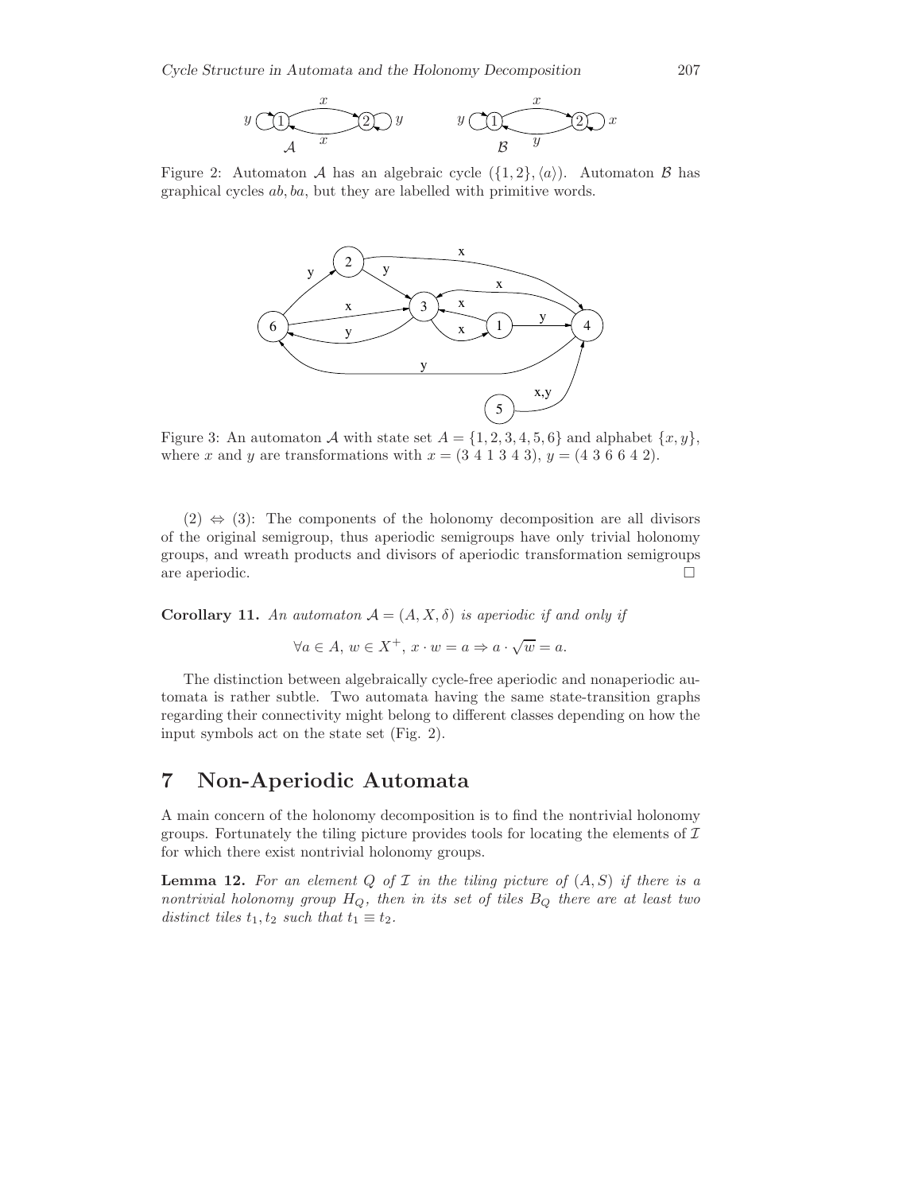Figure 2: Automaton $\mathcal{A}$ has an algebraic cycle $(\{1,2\}, \langle a \rangle)$. Automaton $\mathcal{B}$ has graphical cycles $ab, ba$, but they are labelled with primitive words.

Figure 3: An automaton $\mathcal{A}$ with state set $A = \{1,2,3,4,5,6\}$ and alphabet $\{x, y\}$, where $x$ and $y$ are transformations with $x = (3\ 4\ 1\ 3\ 4\ 3)$, $y = (4\ 3\ 6\ 6\ 4\ 2)$.

(2) $\Leftrightarrow$ (3): The components of the holonomy decomposition are all divisors of the original semigroup, thus aperiodic semigroups have only trivial holonomy groups, and wreath products and divisors of aperiodic transformation semigroups are aperiodic. □

**Corollary 11.** *An automaton $\mathcal{A} = (A, X, \delta)$ is aperiodic if and only if*

$$\forall a \in A,\ w \in X^+,\ x \cdot w = a \Rightarrow a \cdot \sqrt{w} = a.$$

The distinction between algebraically cycle-free aperiodic and nonaperiodic automata is rather subtle. Two automata having the same state-transition graphs regarding their connectivity might belong to different classes depending on how the input symbols act on the state set (Fig. 2).

# 7 Non-Aperiodic Automata

A main concern of the holonomy decomposition is to find the nontrivial holonomy groups. Fortunately the tiling picture provides tools for locating the elements of $\mathcal{I}$ for which there exist nontrivial holonomy groups.

**Lemma 12.** *For an element $Q$ of $\mathcal{I}$ in the tiling picture of $(A, S)$ if there is a nontrivial holonomy group $H_Q$, then in its set of tiles $B_Q$ there are at least two distinct tiles $t_1, t_2$ such that $t_1 \equiv t_2$.*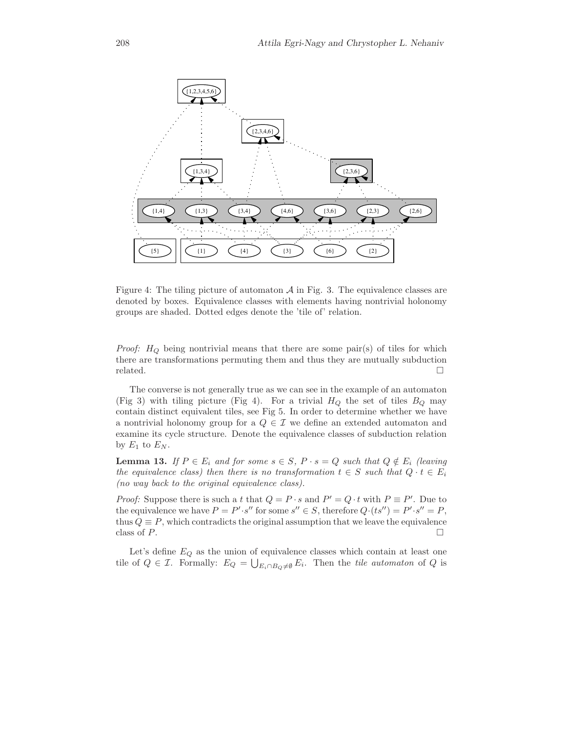Figure 4: The tiling picture of automaton $\mathcal{A}$ in Fig. 3. The equivalence classes are denoted by boxes. Equivalence classes with elements having nontrivial holonomy groups are shaded. Dotted edges denote the 'tile of' relation.

*Proof:* $H_Q$ being nontrivial means that there are some pair(s) of tiles for which there are transformations permuting them and thus they are mutually subduction related. □

The converse is not generally true as we can see in the example of an automaton (Fig 3) with tiling picture (Fig 4). For a trivial $H_Q$ the set of tiles $B_Q$ may contain distinct equivalent tiles, see Fig 5. In order to determine whether we have a nontrivial holonomy group for a $Q \in \mathcal{I}$ we define an extended automaton and examine its cycle structure. Denote the equivalence classes of subduction relation by $E_1$ to $E_N$.

**Lemma 13.** *If $P \in E_i$ and for some $s \in S$, $P \cdot s = Q$ such that $Q \notin E_i$ (leaving the equivalence class) then there is no transformation $t \in S$ such that $Q \cdot t \in E_i$ (no way back to the original equivalence class).*

*Proof:* Suppose there is such a $t$ that $Q = P \cdot s$ and $P' = Q \cdot t$ with $P \equiv P'$. Due to the equivalence we have $P = P' \cdot s''$ for some $s'' \in S$, therefore $Q \cdot (ts'') = P' \cdot s'' = P$, thus $Q \equiv P$, which contradicts the original assumption that we leave the equivalence class of $P$. □

Let's define $E_Q$ as the union of equivalence classes which contain at least one tile of $Q \in \mathcal{I}$. Formally: $E_Q = \bigcup_{E_i \cap B_Q \neq \emptyset} E_i$. Then the *tile automaton* of $Q$ is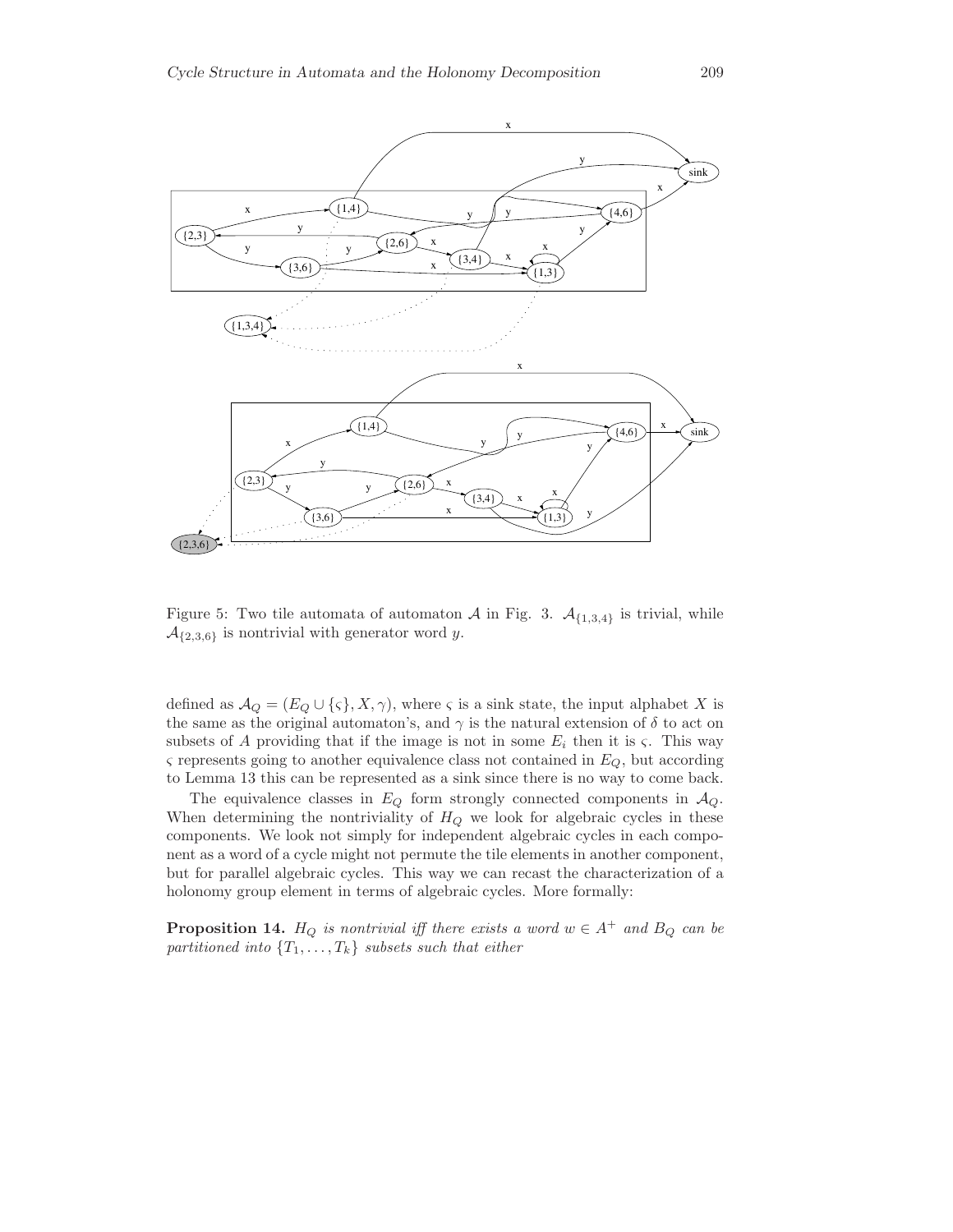Figure 5: Two tile automata of automaton $\mathcal{A}$ in Fig. 3. $\mathcal{A}_{\{1,3,4\}}$ is trivial, while $\mathcal{A}_{\{2,3,6\}}$ is nontrivial with generator word $y$.

defined as $\mathcal{A}_Q = (E_Q \cup \{\varsigma\}, X, \gamma)$, where $\varsigma$ is a sink state, the input alphabet $X$ is the same as the original automaton's, and $\gamma$ is the natural extension of $\delta$ to act on subsets of $A$ providing that if the image is not in some $E_i$ then it is $\varsigma$. This way $\varsigma$ represents going to another equivalence class not contained in $E_Q$, but according to Lemma 13 this can be represented as a sink since there is no way to come back.

The equivalence classes in $E_Q$ form strongly connected components in $\mathcal{A}_Q$. When determining the nontriviality of $H_Q$ we look for algebraic cycles in these components. We look not simply for independent algebraic cycles in each component as a word of a cycle might not permute the tile elements in another component, but for parallel algebraic cycles. This way we can recast the characterization of a holonomy group element in terms of algebraic cycles. More formally:

**Proposition 14.** *$H_Q$ is nontrivial iff there exists a word $w \in A^+$ and $B_Q$ can be partitioned into $\{T_1, \ldots, T_k\}$ subsets such that either*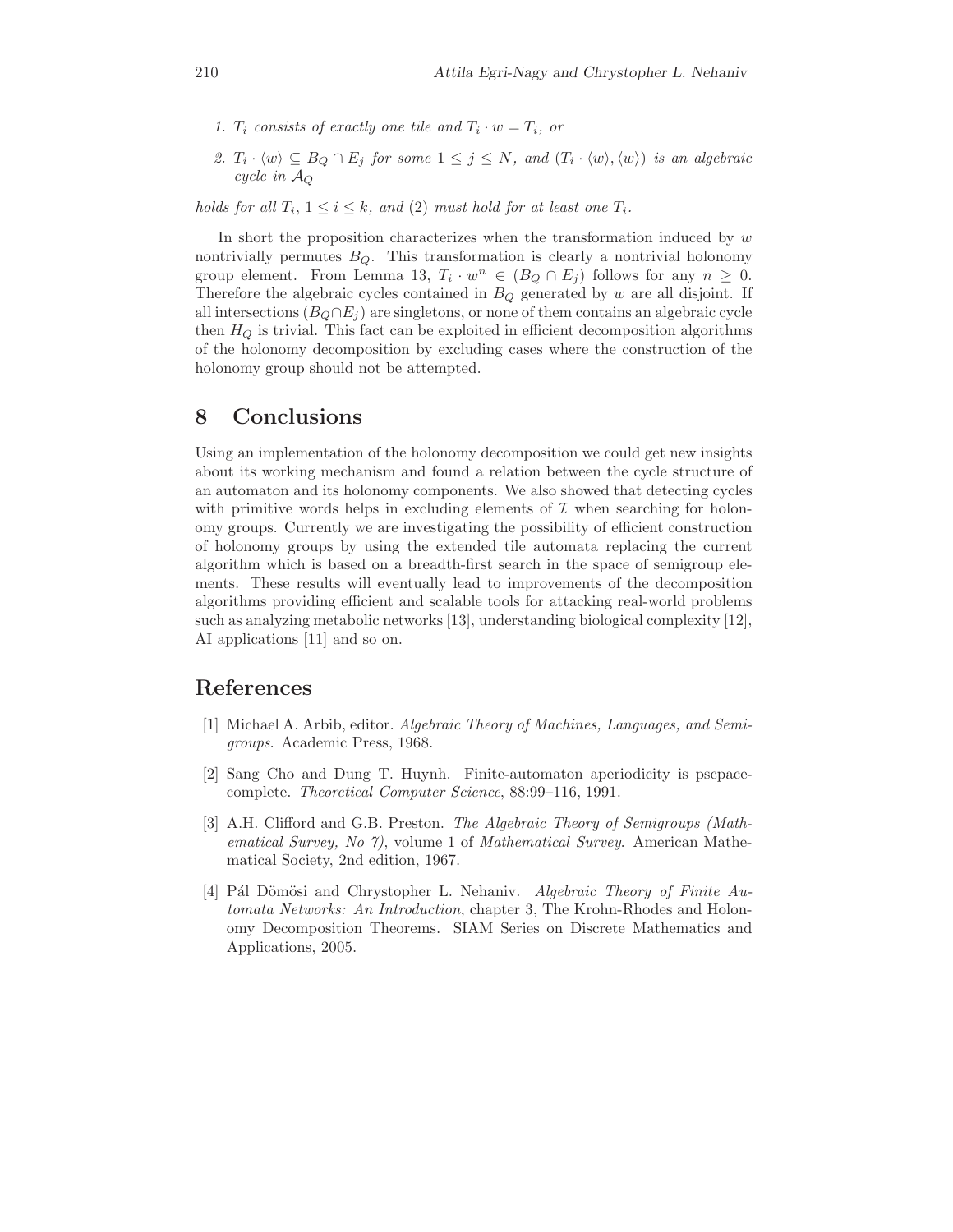1. $T_i$ *consists of exactly one tile and* $T_i \cdot w = T_i$, *or*
2. $T_i \cdot \langle w \rangle \subseteq B_Q \cap E_j$ *for some* $1 \leq j \leq N$, *and* $(T_i \cdot \langle w \rangle, \langle w \rangle)$ *is an algebraic cycle in* $\mathcal{A}_Q$

*holds for all* $T_i$, $1 \leq i \leq k$, *and* (2) *must hold for at least one* $T_i$.

In short the proposition characterizes when the transformation induced by $w$ nontrivially permutes $B_Q$. This transformation is clearly a nontrivial holonomy group element. From Lemma 13, $T_i \cdot w^n \in (B_Q \cap E_j)$ follows for any $n \geq 0$. Therefore the algebraic cycles contained in $B_Q$ generated by $w$ are all disjoint. If all intersections $(B_Q \cap E_j)$ are singletons, or none of them contains an algebraic cycle then $H_Q$ is trivial. This fact can be exploited in efficient decomposition algorithms of the holonomy decomposition by excluding cases where the construction of the holonomy group should not be attempted.

## 8 Conclusions

Using an implementation of the holonomy decomposition we could get new insights about its working mechanism and found a relation between the cycle structure of an automaton and its holonomy components. We also showed that detecting cycles with primitive words helps in excluding elements of $\mathcal{I}$ when searching for holonomy groups. Currently we are investigating the possibility of efficient construction of holonomy groups by using the extended tile automata replacing the current algorithm which is based on a breadth-first search in the space of semigroup elements. These results will eventually lead to improvements of the decomposition algorithms providing efficient and scalable tools for attacking real-world problems such as analyzing metabolic networks [13], understanding biological complexity [12], AI applications [11] and so on.

## References

[1] Michael A. Arbib, editor. *Algebraic Theory of Machines, Languages, and Semigroups*. Academic Press, 1968.

[2] Sang Cho and Dung T. Huynh. Finite-automaton aperiodicity is pscpace-complete. *Theoretical Computer Science*, 88:99–116, 1991.

[3] A.H. Clifford and G.B. Preston. *The Algebraic Theory of Semigroups (Mathematical Survey, No 7)*, volume 1 of *Mathematical Survey*. American Mathematical Society, 2nd edition, 1967.

[4] Pál Dömösi and Chrystopher L. Nehaniv. *Algebraic Theory of Finite Automata Networks: An Introduction*, chapter 3, The Krohn-Rhodes and Holonomy Decomposition Theorems. SIAM Series on Discrete Mathematics and Applications, 2005.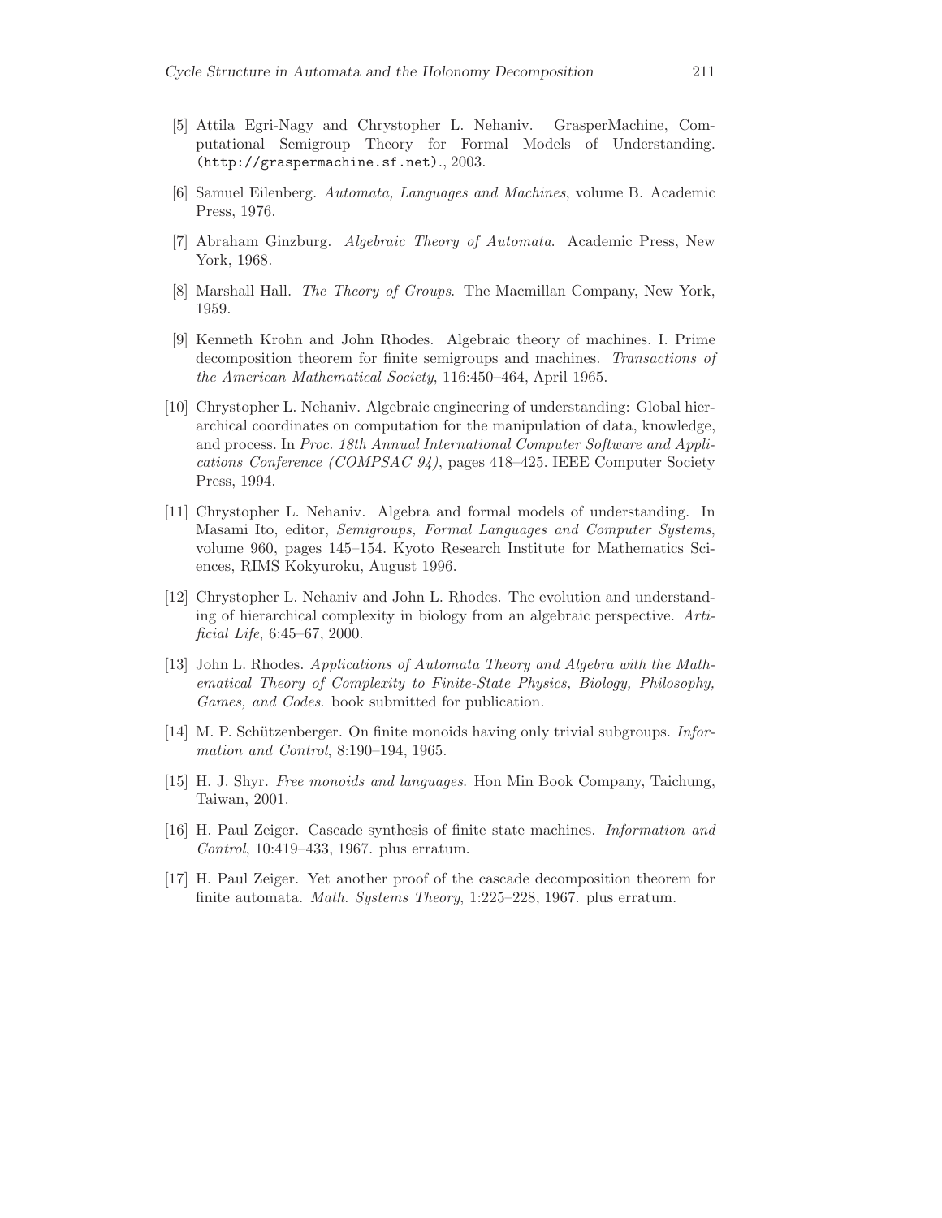[5] Attila Egri-Nagy and Chrystopher L. Nehaniv. GrasperMachine, Computational Semigroup Theory for Formal Models of Understanding. (http://graspermachine.sf.net)., 2003.

[6] Samuel Eilenberg. *Automata, Languages and Machines*, volume B. Academic Press, 1976.

[7] Abraham Ginzburg. *Algebraic Theory of Automata*. Academic Press, New York, 1968.

[8] Marshall Hall. *The Theory of Groups*. The Macmillan Company, New York, 1959.

[9] Kenneth Krohn and John Rhodes. Algebraic theory of machines. I. Prime decomposition theorem for finite semigroups and machines. *Transactions of the American Mathematical Society*, 116:450–464, April 1965.

[10] Chrystopher L. Nehaniv. Algebraic engineering of understanding: Global hierarchical coordinates on computation for the manipulation of data, knowledge, and process. In *Proc. 18th Annual International Computer Software and Applications Conference (COMPSAC 94)*, pages 418–425. IEEE Computer Society Press, 1994.

[11] Chrystopher L. Nehaniv. Algebra and formal models of understanding. In Masami Ito, editor, *Semigroups, Formal Languages and Computer Systems*, volume 960, pages 145–154. Kyoto Research Institute for Mathematics Sciences, RIMS Kokyuroku, August 1996.

[12] Chrystopher L. Nehaniv and John L. Rhodes. The evolution and understanding of hierarchical complexity in biology from an algebraic perspective. *Artificial Life*, 6:45–67, 2000.

[13] John L. Rhodes. *Applications of Automata Theory and Algebra with the Mathematical Theory of Complexity to Finite-State Physics, Biology, Philosophy, Games, and Codes*. book submitted for publication.

[14] M. P. Schützenberger. On finite monoids having only trivial subgroups. *Information and Control*, 8:190–194, 1965.

[15] H. J. Shyr. *Free monoids and languages*. Hon Min Book Company, Taichung, Taiwan, 2001.

[16] H. Paul Zeiger. Cascade synthesis of finite state machines. *Information and Control*, 10:419–433, 1967. plus erratum.

[17] H. Paul Zeiger. Yet another proof of the cascade decomposition theorem for finite automata. *Math. Systems Theory*, 1:225–228, 1967. plus erratum.